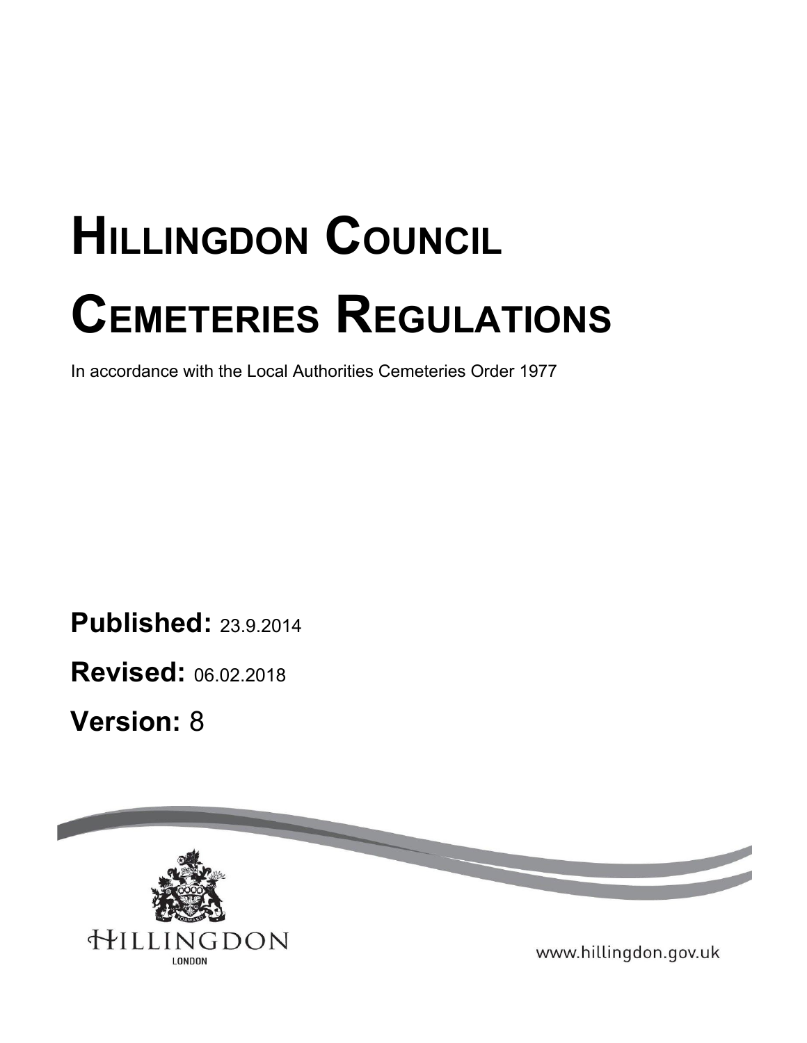# Hillingdon Council Cemeteries Regulations

In accordance with the Local Authorities Cemeteries Order 1977

**Published:** 23.9.2014

**Revised:** 06.02.2018

**Version:** 8

HILLINGDON
LONDON

www.hillingdon.gov.uk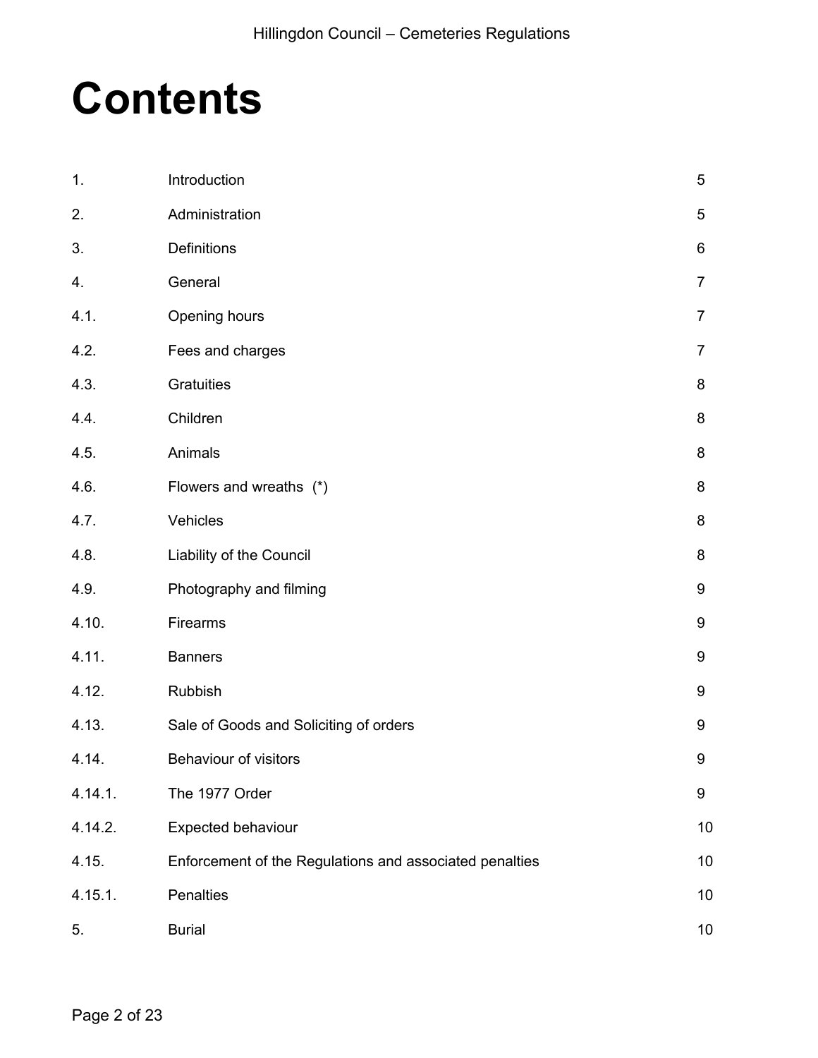# Contents

| | | |
|---|---|---|
| 1. | Introduction | 5 |
| 2. | Administration | 5 |
| 3. | Definitions | 6 |
| 4. | General | 7 |
| 4.1. | Opening hours | 7 |
| 4.2. | Fees and charges | 7 |
| 4.3. | Gratuities | 8 |
| 4.4. | Children | 8 |
| 4.5. | Animals | 8 |
| 4.6. | Flowers and wreaths (*) | 8 |
| 4.7. | Vehicles | 8 |
| 4.8. | Liability of the Council | 8 |
| 4.9. | Photography and filming | 9 |
| 4.10. | Firearms | 9 |
| 4.11. | Banners | 9 |
| 4.12. | Rubbish | 9 |
| 4.13. | Sale of Goods and Soliciting of orders | 9 |
| 4.14. | Behaviour of visitors | 9 |
| 4.14.1. | The 1977 Order | 9 |
| 4.14.2. | Expected behaviour | 10 |
| 4.15. | Enforcement of the Regulations and associated penalties | 10 |
| 4.15.1. | Penalties | 10 |
| 5. | Burial | 10 |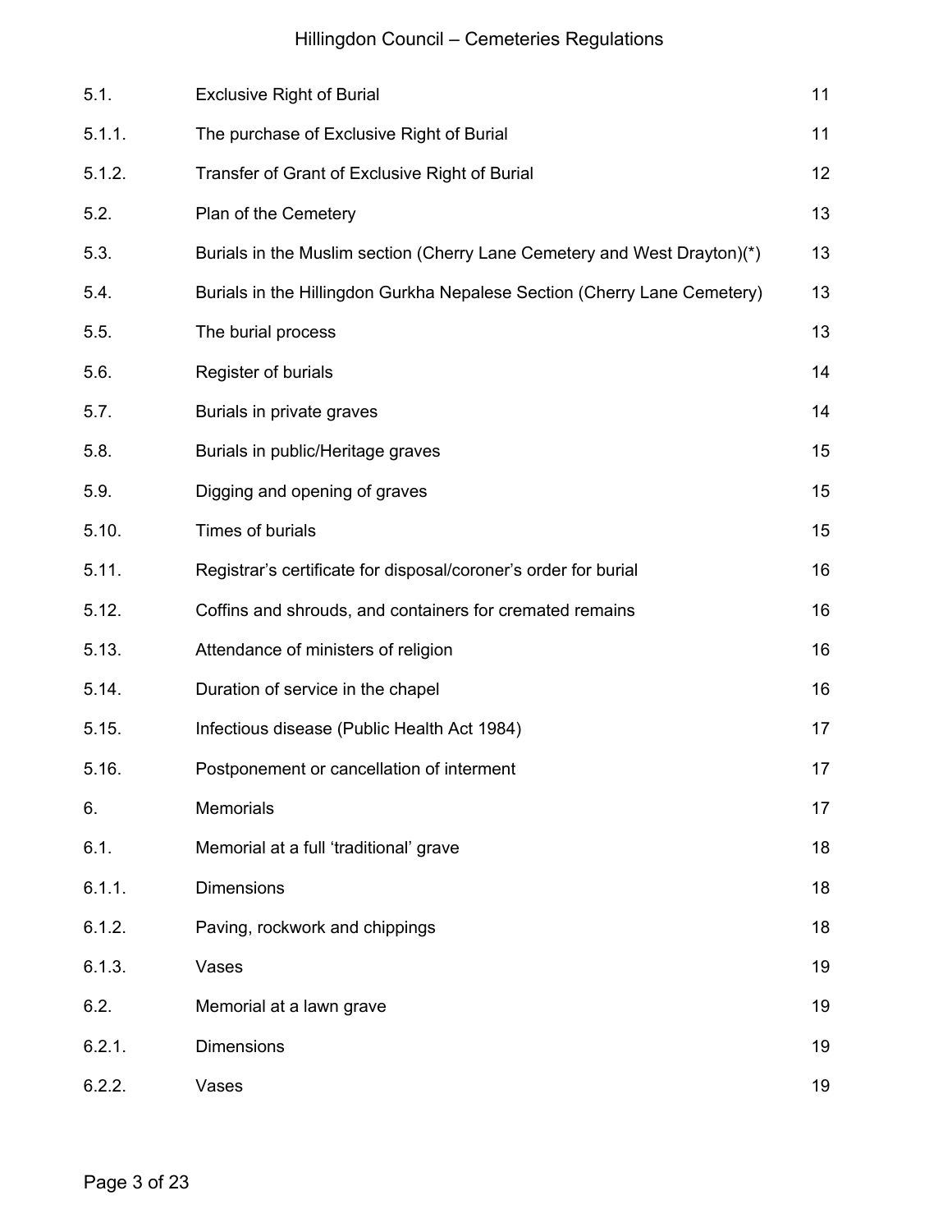| | | |
|---|---|---|
| 5.1. | Exclusive Right of Burial | 11 |
| 5.1.1. | The purchase of Exclusive Right of Burial | 11 |
| 5.1.2. | Transfer of Grant of Exclusive Right of Burial | 12 |
| 5.2. | Plan of the Cemetery | 13 |
| 5.3. | Burials in the Muslim section (Cherry Lane Cemetery and West Drayton)(*) | 13 |
| 5.4. | Burials in the Hillingdon Gurkha Nepalese Section (Cherry Lane Cemetery) | 13 |
| 5.5. | The burial process | 13 |
| 5.6. | Register of burials | 14 |
| 5.7. | Burials in private graves | 14 |
| 5.8. | Burials in public/Heritage graves | 15 |
| 5.9. | Digging and opening of graves | 15 |
| 5.10. | Times of burials | 15 |
| 5.11. | Registrar's certificate for disposal/coroner's order for burial | 16 |
| 5.12. | Coffins and shrouds, and containers for cremated remains | 16 |
| 5.13. | Attendance of ministers of religion | 16 |
| 5.14. | Duration of service in the chapel | 16 |
| 5.15. | Infectious disease (Public Health Act 1984) | 17 |
| 5.16. | Postponement or cancellation of interment | 17 |
| 6. | Memorials | 17 |
| 6.1. | Memorial at a full 'traditional' grave | 18 |
| 6.1.1. | Dimensions | 18 |
| 6.1.2. | Paving, rockwork and chippings | 18 |
| 6.1.3. | Vases | 19 |
| 6.2. | Memorial at a lawn grave | 19 |
| 6.2.1. | Dimensions | 19 |
| 6.2.2. | Vases | 19 |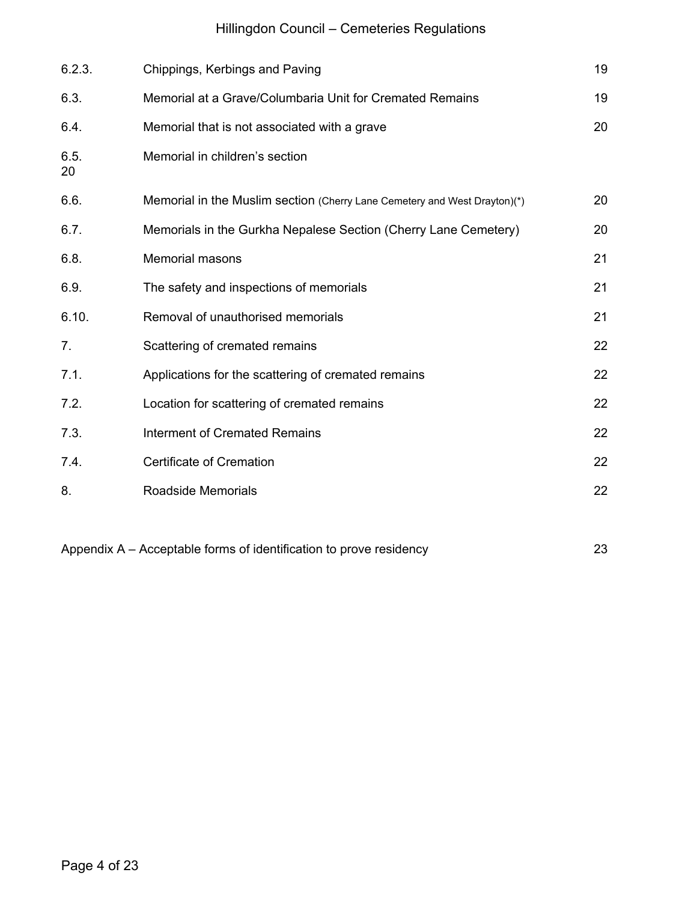| | | |
|---|---|---|
| 6.2.3. | Chippings, Kerbings and Paving | 19 |
| 6.3. | Memorial at a Grave/Columbaria Unit for Cremated Remains | 19 |
| 6.4. | Memorial that is not associated with a grave | 20 |
| 6.5. 20 | Memorial in children's section | |
| 6.6. | Memorial in the Muslim section (Cherry Lane Cemetery and West Drayton)(*) | 20 |
| 6.7. | Memorials in the Gurkha Nepalese Section (Cherry Lane Cemetery) | 20 |
| 6.8. | Memorial masons | 21 |
| 6.9. | The safety and inspections of memorials | 21 |
| 6.10. | Removal of unauthorised memorials | 21 |
| 7. | Scattering of cremated remains | 22 |
| 7.1. | Applications for the scattering of cremated remains | 22 |
| 7.2. | Location for scattering of cremated remains | 22 |
| 7.3. | Interment of Cremated Remains | 22 |
| 7.4. | Certificate of Cremation | 22 |
| 8. | Roadside Memorials | 22 |

Appendix A – Acceptable forms of identification to prove residency 23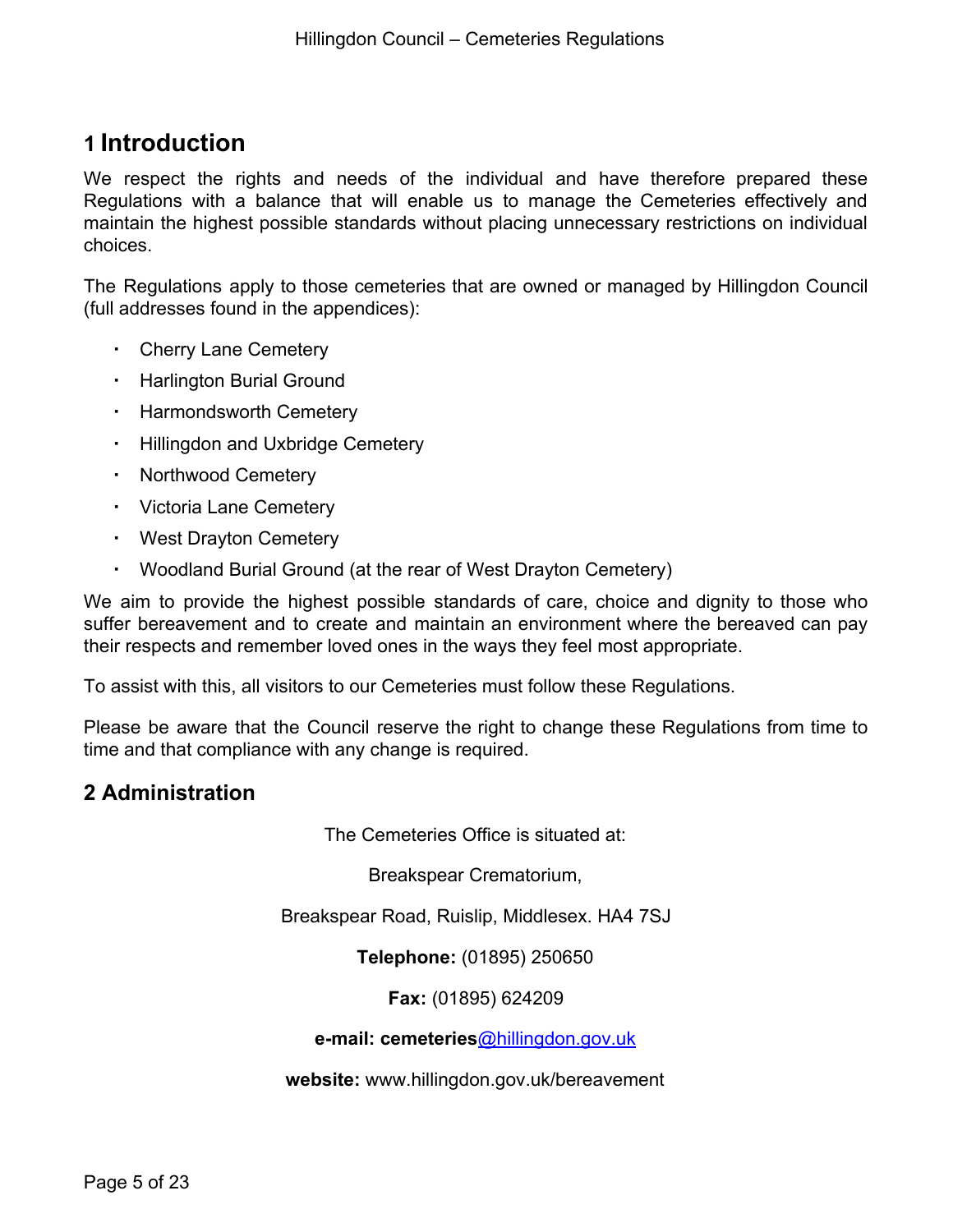# 1 Introduction

We respect the rights and needs of the individual and have therefore prepared these Regulations with a balance that will enable us to manage the Cemeteries effectively and maintain the highest possible standards without placing unnecessary restrictions on individual choices.

The Regulations apply to those cemeteries that are owned or managed by Hillingdon Council (full addresses found in the appendices):

- Cherry Lane Cemetery
- Harlington Burial Ground
- Harmondsworth Cemetery
- Hillingdon and Uxbridge Cemetery
- Northwood Cemetery
- Victoria Lane Cemetery
- West Drayton Cemetery
- Woodland Burial Ground (at the rear of West Drayton Cemetery)

We aim to provide the highest possible standards of care, choice and dignity to those who suffer bereavement and to create and maintain an environment where the bereaved can pay their respects and remember loved ones in the ways they feel most appropriate.

To assist with this, all visitors to our Cemeteries must follow these Regulations.

Please be aware that the Council reserve the right to change these Regulations from time to time and that compliance with any change is required.

## 2 Administration

The Cemeteries Office is situated at:

Breakspear Crematorium,

Breakspear Road, Ruislip, Middlesex. HA4 7SJ

**Telephone:** (01895) 250650

**Fax:** (01895) 624209

**e-mail: cemeteries**@hillingdon.gov.uk

**website:** www.hillingdon.gov.uk/bereavement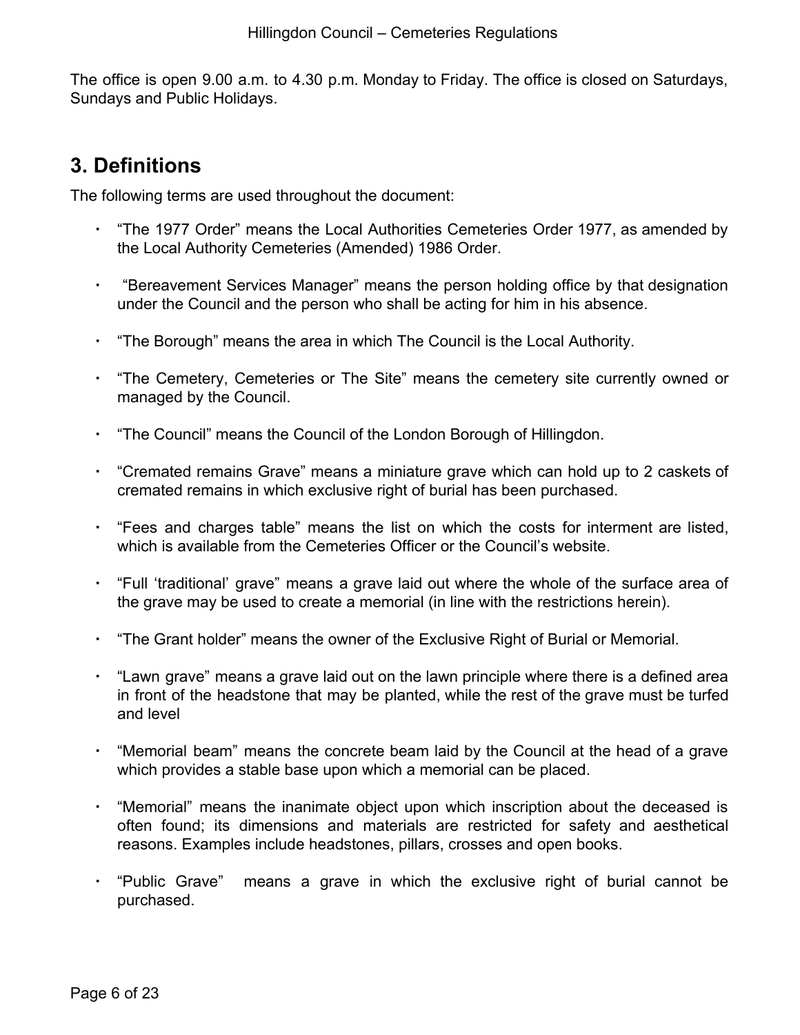The office is open 9.00 a.m. to 4.30 p.m. Monday to Friday. The office is closed on Saturdays, Sundays and Public Holidays.

## 3. Definitions

The following terms are used throughout the document:

- "The 1977 Order" means the Local Authorities Cemeteries Order 1977, as amended by the Local Authority Cemeteries (Amended) 1986 Order.
- "Bereavement Services Manager" means the person holding office by that designation under the Council and the person who shall be acting for him in his absence.
- "The Borough" means the area in which The Council is the Local Authority.
- "The Cemetery, Cemeteries or The Site" means the cemetery site currently owned or managed by the Council.
- "The Council" means the Council of the London Borough of Hillingdon.
- "Cremated remains Grave" means a miniature grave which can hold up to 2 caskets of cremated remains in which exclusive right of burial has been purchased.
- "Fees and charges table" means the list on which the costs for interment are listed, which is available from the Cemeteries Officer or the Council's website.
- "Full 'traditional' grave" means a grave laid out where the whole of the surface area of the grave may be used to create a memorial (in line with the restrictions herein).
- "The Grant holder" means the owner of the Exclusive Right of Burial or Memorial.
- "Lawn grave" means a grave laid out on the lawn principle where there is a defined area in front of the headstone that may be planted, while the rest of the grave must be turfed and level
- "Memorial beam" means the concrete beam laid by the Council at the head of a grave which provides a stable base upon which a memorial can be placed.
- "Memorial" means the inanimate object upon which inscription about the deceased is often found; its dimensions and materials are restricted for safety and aesthetical reasons. Examples include headstones, pillars, crosses and open books.
- "Public Grave" means a grave in which the exclusive right of burial cannot be purchased.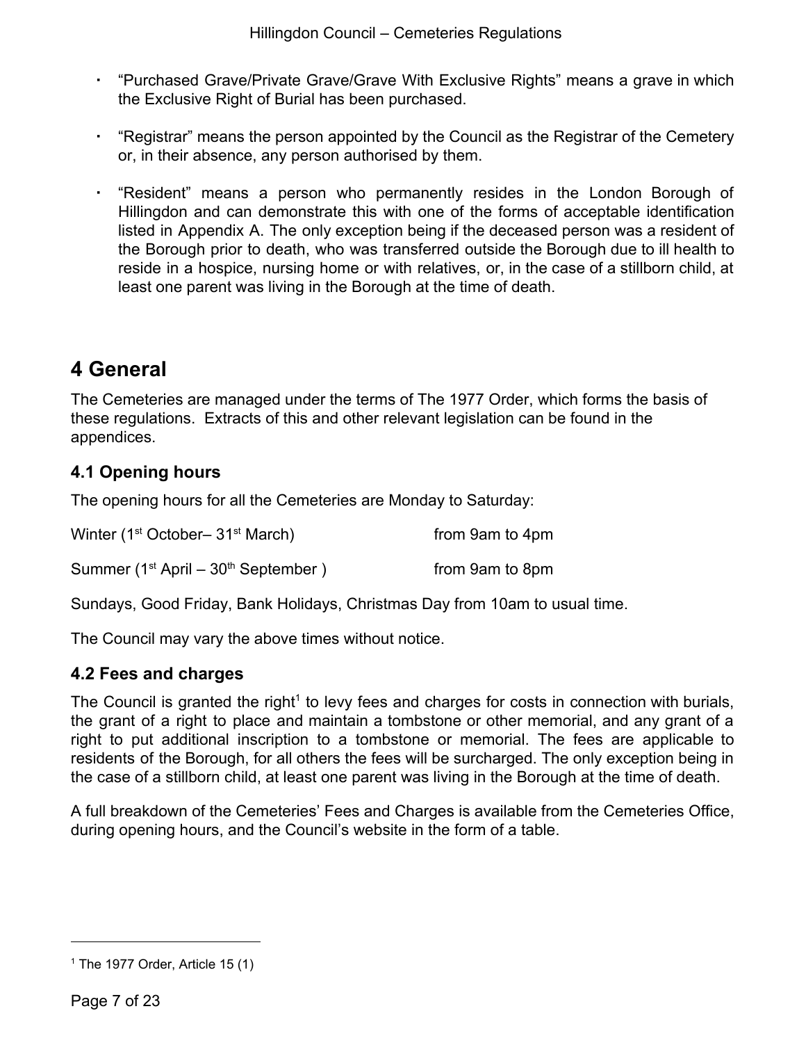- "Purchased Grave/Private Grave/Grave With Exclusive Rights" means a grave in which the Exclusive Right of Burial has been purchased.

- "Registrar" means the person appointed by the Council as the Registrar of the Cemetery or, in their absence, any person authorised by them.

- "Resident" means a person who permanently resides in the London Borough of Hillingdon and can demonstrate this with one of the forms of acceptable identification listed in Appendix A. The only exception being if the deceased person was a resident of the Borough prior to death, who was transferred outside the Borough due to ill health to reside in a hospice, nursing home or with relatives, or, in the case of a stillborn child, at least one parent was living in the Borough at the time of death.

# 4 General

The Cemeteries are managed under the terms of The 1977 Order, which forms the basis of these regulations. Extracts of this and other relevant legislation can be found in the appendices.

## 4.1 Opening hours

The opening hours for all the Cemeteries are Monday to Saturday:

Winter (1st October– 31st March) from 9am to 4pm

Summer (1st April – 30th September ) from 9am to 8pm

Sundays, Good Friday, Bank Holidays, Christmas Day from 10am to usual time.

The Council may vary the above times without notice.

## 4.2 Fees and charges

The Council is granted the right[1] to levy fees and charges for costs in connection with burials, the grant of a right to place and maintain a tombstone or other memorial, and any grant of a right to put additional inscription to a tombstone or memorial. The fees are applicable to residents of the Borough, for all others the fees will be surcharged. The only exception being in the case of a stillborn child, at least one parent was living in the Borough at the time of death.

A full breakdown of the Cemeteries' Fees and Charges is available from the Cemeteries Office, during opening hours, and the Council's website in the form of a table.

[1] The 1977 Order, Article 15 (1)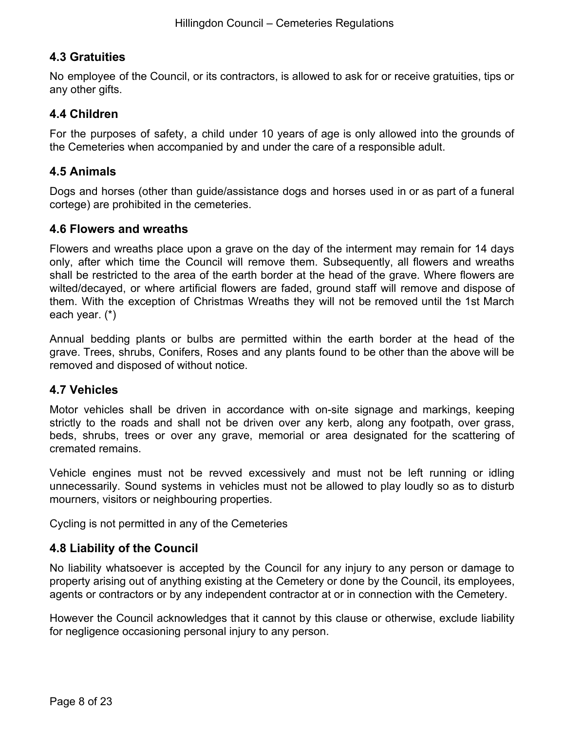## 4.3 Gratuities

No employee of the Council, or its contractors, is allowed to ask for or receive gratuities, tips or any other gifts.

## 4.4 Children

For the purposes of safety, a child under 10 years of age is only allowed into the grounds of the Cemeteries when accompanied by and under the care of a responsible adult.

## 4.5 Animals

Dogs and horses (other than guide/assistance dogs and horses used in or as part of a funeral cortege) are prohibited in the cemeteries.

## 4.6 Flowers and wreaths

Flowers and wreaths place upon a grave on the day of the interment may remain for 14 days only, after which time the Council will remove them. Subsequently, all flowers and wreaths shall be restricted to the area of the earth border at the head of the grave. Where flowers are wilted/decayed, or where artificial flowers are faded, ground staff will remove and dispose of them. With the exception of Christmas Wreaths they will not be removed until the 1st March each year. (*)

Annual bedding plants or bulbs are permitted within the earth border at the head of the grave. Trees, shrubs, Conifers, Roses and any plants found to be other than the above will be removed and disposed of without notice.

## 4.7 Vehicles

Motor vehicles shall be driven in accordance with on-site signage and markings, keeping strictly to the roads and shall not be driven over any kerb, along any footpath, over grass, beds, shrubs, trees or over any grave, memorial or area designated for the scattering of cremated remains.

Vehicle engines must not be revved excessively and must not be left running or idling unnecessarily. Sound systems in vehicles must not be allowed to play loudly so as to disturb mourners, visitors or neighbouring properties.

Cycling is not permitted in any of the Cemeteries

## 4.8 Liability of the Council

No liability whatsoever is accepted by the Council for any injury to any person or damage to property arising out of anything existing at the Cemetery or done by the Council, its employees, agents or contractors or by any independent contractor at or in connection with the Cemetery.

However the Council acknowledges that it cannot by this clause or otherwise, exclude liability for negligence occasioning personal injury to any person.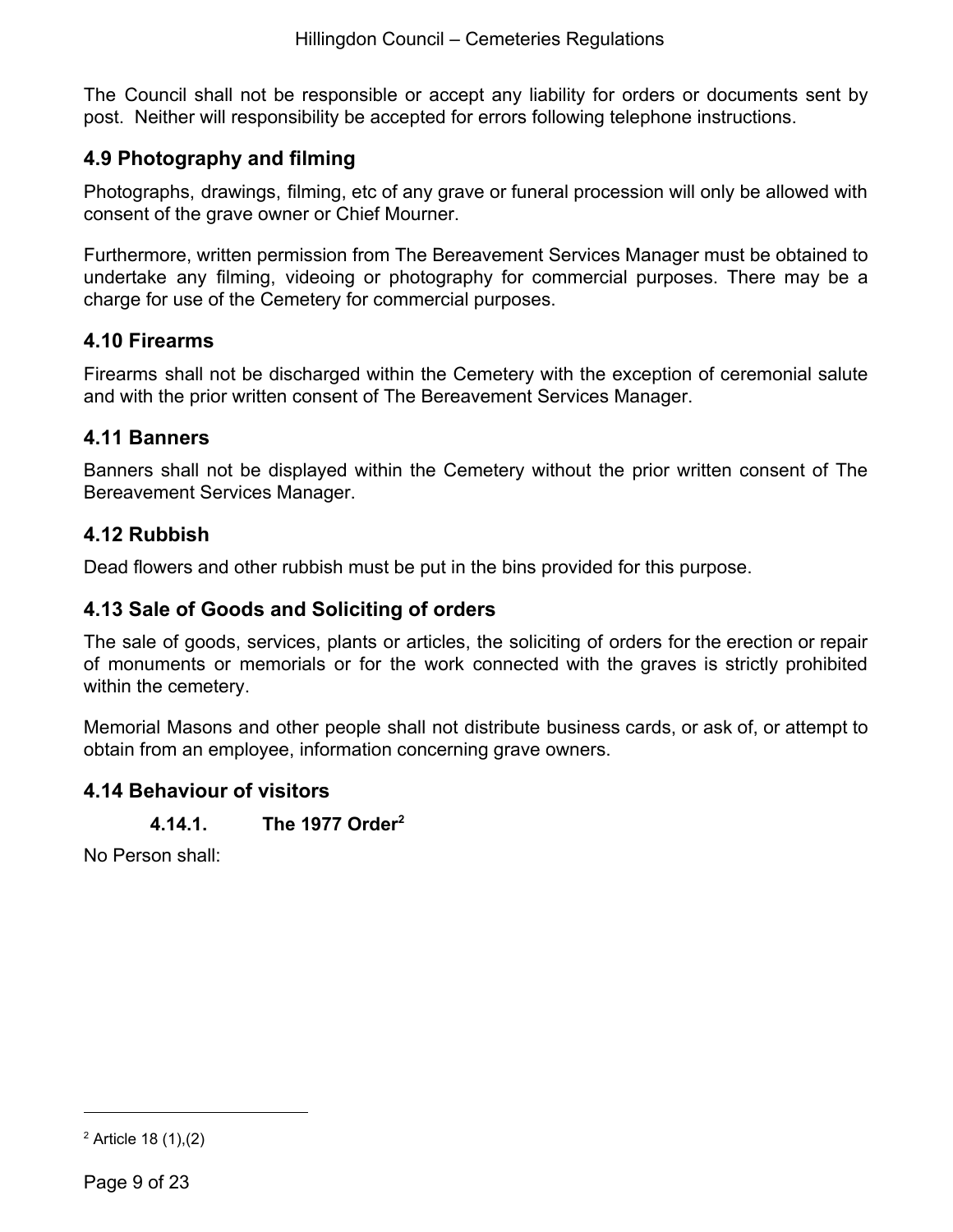The Council shall not be responsible or accept any liability for orders or documents sent by post. Neither will responsibility be accepted for errors following telephone instructions.

## 4.9 Photography and filming

Photographs, drawings, filming, etc of any grave or funeral procession will only be allowed with consent of the grave owner or Chief Mourner.

Furthermore, written permission from The Bereavement Services Manager must be obtained to undertake any filming, videoing or photography for commercial purposes. There may be a charge for use of the Cemetery for commercial purposes.

## 4.10 Firearms

Firearms shall not be discharged within the Cemetery with the exception of ceremonial salute and with the prior written consent of The Bereavement Services Manager.

## 4.11 Banners

Banners shall not be displayed within the Cemetery without the prior written consent of The Bereavement Services Manager.

## 4.12 Rubbish

Dead flowers and other rubbish must be put in the bins provided for this purpose.

## 4.13 Sale of Goods and Soliciting of orders

The sale of goods, services, plants or articles, the soliciting of orders for the erection or repair of monuments or memorials or for the work connected with the graves is strictly prohibited within the cemetery.

Memorial Masons and other people shall not distribute business cards, or ask of, or attempt to obtain from an employee, information concerning grave owners.

## 4.14 Behaviour of visitors

### 4.14.1. The 1977 Order[2]

No Person shall:

[2] Article 18 (1),(2)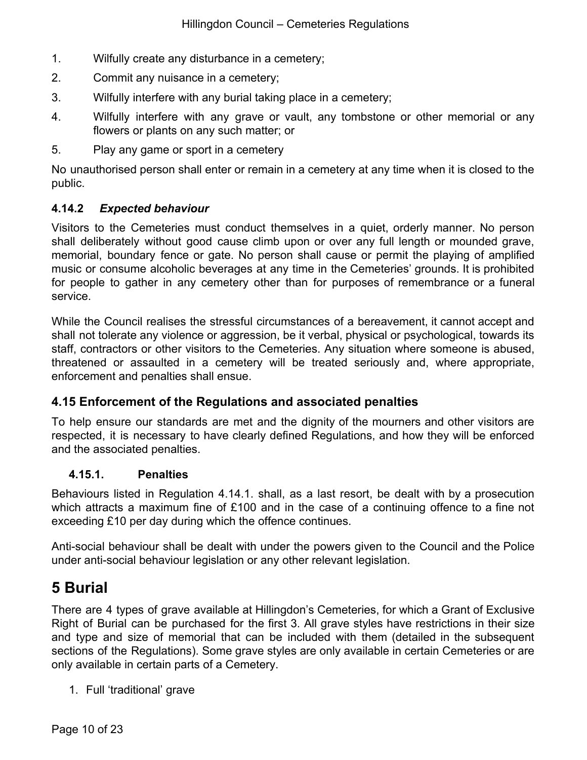1. Wilfully create any disturbance in a cemetery;
2. Commit any nuisance in a cemetery;
3. Wilfully interfere with any burial taking place in a cemetery;
4. Wilfully interfere with any grave or vault, any tombstone or other memorial or any flowers or plants on any such matter; or
5. Play any game or sport in a cemetery

No unauthorised person shall enter or remain in a cemetery at any time when it is closed to the public.

#### 4.14.2 *Expected behaviour*

Visitors to the Cemeteries must conduct themselves in a quiet, orderly manner. No person shall deliberately without good cause climb upon or over any full length or mounded grave, memorial, boundary fence or gate. No person shall cause or permit the playing of amplified music or consume alcoholic beverages at any time in the Cemeteries' grounds. It is prohibited for people to gather in any cemetery other than for purposes of remembrance or a funeral service.

While the Council realises the stressful circumstances of a bereavement, it cannot accept and shall not tolerate any violence or aggression, be it verbal, physical or psychological, towards its staff, contractors or other visitors to the Cemeteries. Any situation where someone is abused, threatened or assaulted in a cemetery will be treated seriously and, where appropriate, enforcement and penalties shall ensue.

### 4.15 Enforcement of the Regulations and associated penalties

To help ensure our standards are met and the dignity of the mourners and other visitors are respected, it is necessary to have clearly defined Regulations, and how they will be enforced and the associated penalties.

#### 4.15.1. Penalties

Behaviours listed in Regulation 4.14.1. shall, as a last resort, be dealt with by a prosecution which attracts a maximum fine of £100 and in the case of a continuing offence to a fine not exceeding £10 per day during which the offence continues.

Anti-social behaviour shall be dealt with under the powers given to the Council and the Police under anti-social behaviour legislation or any other relevant legislation.

# 5 Burial

There are 4 types of grave available at Hillingdon's Cemeteries, for which a Grant of Exclusive Right of Burial can be purchased for the first 3. All grave styles have restrictions in their size and type and size of memorial that can be included with them (detailed in the subsequent sections of the Regulations). Some grave styles are only available in certain Cemeteries or are only available in certain parts of a Cemetery.

1. Full 'traditional' grave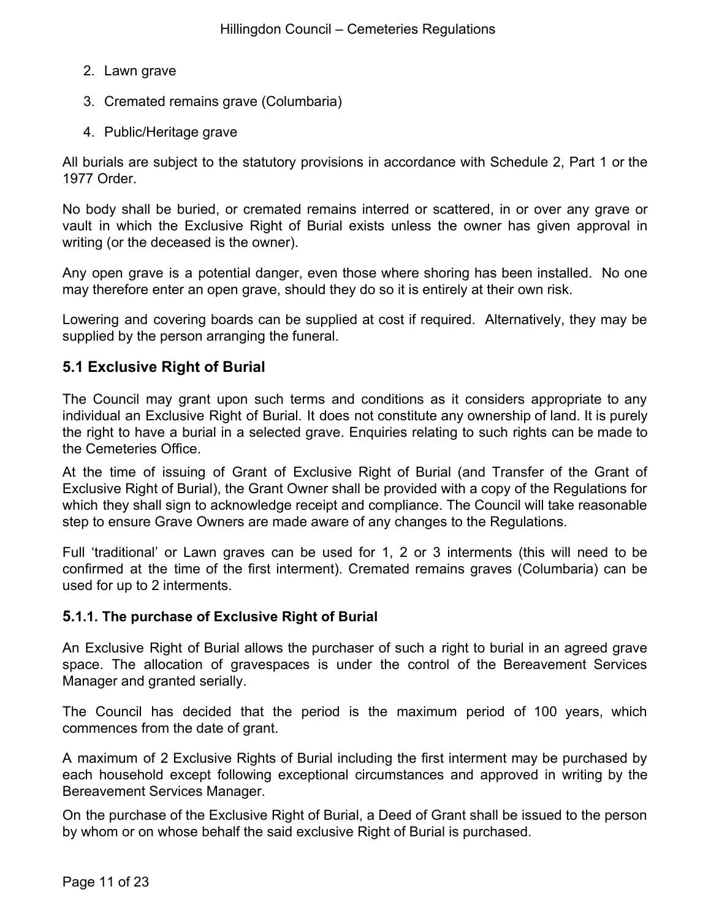2. Lawn grave
3. Cremated remains grave (Columbaria)
4. Public/Heritage grave

All burials are subject to the statutory provisions in accordance with Schedule 2, Part 1 or the 1977 Order.

No body shall be buried, or cremated remains interred or scattered, in or over any grave or vault in which the Exclusive Right of Burial exists unless the owner has given approval in writing (or the deceased is the owner).

Any open grave is a potential danger, even those where shoring has been installed. No one may therefore enter an open grave, should they do so it is entirely at their own risk.

Lowering and covering boards can be supplied at cost if required. Alternatively, they may be supplied by the person arranging the funeral.

## 5.1 Exclusive Right of Burial

The Council may grant upon such terms and conditions as it considers appropriate to any individual an Exclusive Right of Burial. It does not constitute any ownership of land. It is purely the right to have a burial in a selected grave. Enquiries relating to such rights can be made to the Cemeteries Office.

At the time of issuing of Grant of Exclusive Right of Burial (and Transfer of the Grant of Exclusive Right of Burial), the Grant Owner shall be provided with a copy of the Regulations for which they shall sign to acknowledge receipt and compliance. The Council will take reasonable step to ensure Grave Owners are made aware of any changes to the Regulations.

Full 'traditional' or Lawn graves can be used for 1, 2 or 3 interments (this will need to be confirmed at the time of the first interment). Cremated remains graves (Columbaria) can be used for up to 2 interments.

### 5.1.1. The purchase of Exclusive Right of Burial

An Exclusive Right of Burial allows the purchaser of such a right to burial in an agreed grave space. The allocation of gravespaces is under the control of the Bereavement Services Manager and granted serially.

The Council has decided that the period is the maximum period of 100 years, which commences from the date of grant.

A maximum of 2 Exclusive Rights of Burial including the first interment may be purchased by each household except following exceptional circumstances and approved in writing by the Bereavement Services Manager.

On the purchase of the Exclusive Right of Burial, a Deed of Grant shall be issued to the person by whom or on whose behalf the said exclusive Right of Burial is purchased.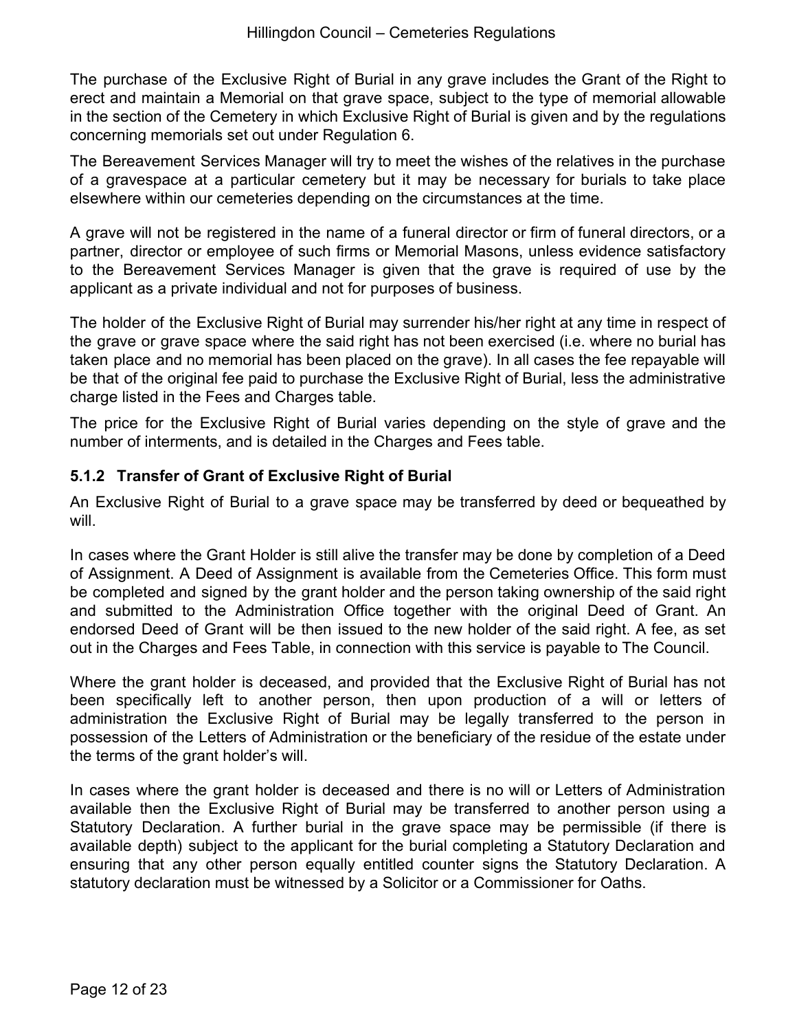The purchase of the Exclusive Right of Burial in any grave includes the Grant of the Right to erect and maintain a Memorial on that grave space, subject to the type of memorial allowable in the section of the Cemetery in which Exclusive Right of Burial is given and by the regulations concerning memorials set out under Regulation 6.

The Bereavement Services Manager will try to meet the wishes of the relatives in the purchase of a gravespace at a particular cemetery but it may be necessary for burials to take place elsewhere within our cemeteries depending on the circumstances at the time.

A grave will not be registered in the name of a funeral director or firm of funeral directors, or a partner, director or employee of such firms or Memorial Masons, unless evidence satisfactory to the Bereavement Services Manager is given that the grave is required of use by the applicant as a private individual and not for purposes of business.

The holder of the Exclusive Right of Burial may surrender his/her right at any time in respect of the grave or grave space where the said right has not been exercised (i.e. where no burial has taken place and no memorial has been placed on the grave). In all cases the fee repayable will be that of the original fee paid to purchase the Exclusive Right of Burial, less the administrative charge listed in the Fees and Charges table.

The price for the Exclusive Right of Burial varies depending on the style of grave and the number of interments, and is detailed in the Charges and Fees table.

### 5.1.2 Transfer of Grant of Exclusive Right of Burial

An Exclusive Right of Burial to a grave space may be transferred by deed or bequeathed by will.

In cases where the Grant Holder is still alive the transfer may be done by completion of a Deed of Assignment. A Deed of Assignment is available from the Cemeteries Office. This form must be completed and signed by the grant holder and the person taking ownership of the said right and submitted to the Administration Office together with the original Deed of Grant. An endorsed Deed of Grant will be then issued to the new holder of the said right. A fee, as set out in the Charges and Fees Table, in connection with this service is payable to The Council.

Where the grant holder is deceased, and provided that the Exclusive Right of Burial has not been specifically left to another person, then upon production of a will or letters of administration the Exclusive Right of Burial may be legally transferred to the person in possession of the Letters of Administration or the beneficiary of the residue of the estate under the terms of the grant holder's will.

In cases where the grant holder is deceased and there is no will or Letters of Administration available then the Exclusive Right of Burial may be transferred to another person using a Statutory Declaration. A further burial in the grave space may be permissible (if there is available depth) subject to the applicant for the burial completing a Statutory Declaration and ensuring that any other person equally entitled counter signs the Statutory Declaration. A statutory declaration must be witnessed by a Solicitor or a Commissioner for Oaths.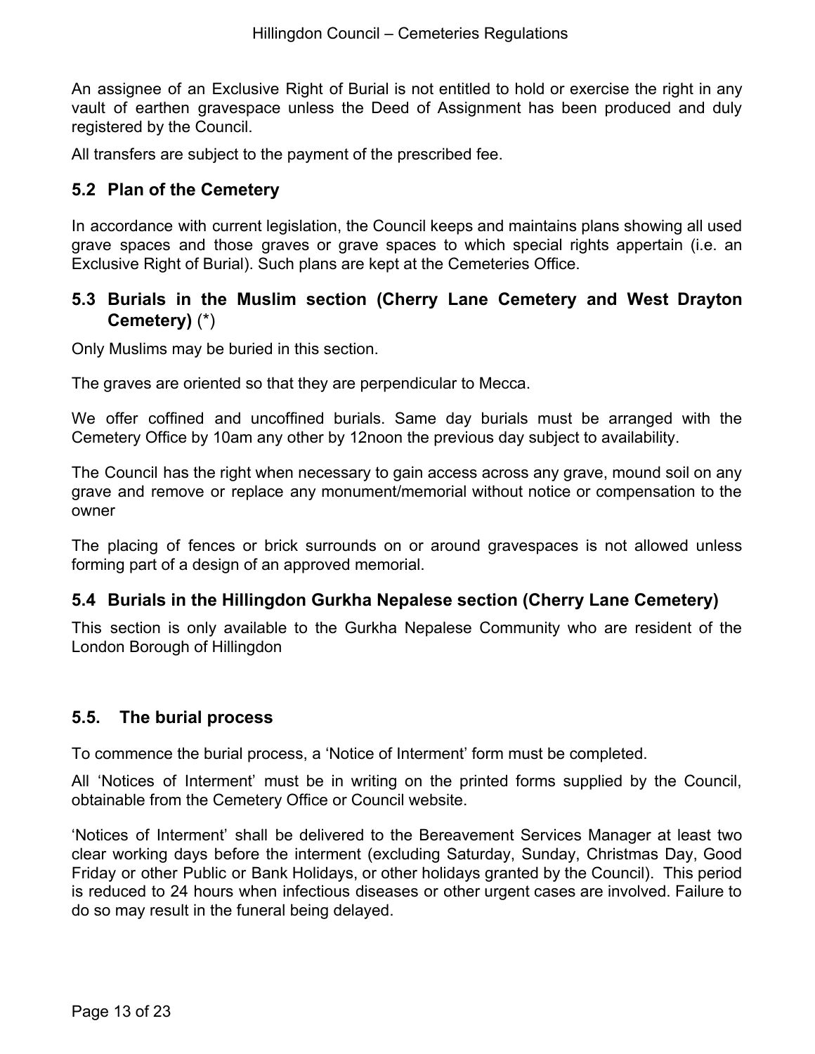An assignee of an Exclusive Right of Burial is not entitled to hold or exercise the right in any vault of earthen gravespace unless the Deed of Assignment has been produced and duly registered by the Council.

All transfers are subject to the payment of the prescribed fee.

## 5.2 Plan of the Cemetery

In accordance with current legislation, the Council keeps and maintains plans showing all used grave spaces and those graves or grave spaces to which special rights appertain (i.e. an Exclusive Right of Burial). Such plans are kept at the Cemeteries Office.

## 5.3 Burials in the Muslim section (Cherry Lane Cemetery and West Drayton Cemetery) (*)

Only Muslims may be buried in this section.

The graves are oriented so that they are perpendicular to Mecca.

We offer coffined and uncoffined burials. Same day burials must be arranged with the Cemetery Office by 10am any other by 12noon the previous day subject to availability.

The Council has the right when necessary to gain access across any grave, mound soil on any grave and remove or replace any monument/memorial without notice or compensation to the owner

The placing of fences or brick surrounds on or around gravespaces is not allowed unless forming part of a design of an approved memorial.

## 5.4 Burials in the Hillingdon Gurkha Nepalese section (Cherry Lane Cemetery)

This section is only available to the Gurkha Nepalese Community who are resident of the London Borough of Hillingdon

## 5.5. The burial process

To commence the burial process, a 'Notice of Interment' form must be completed.

All 'Notices of Interment' must be in writing on the printed forms supplied by the Council, obtainable from the Cemetery Office or Council website.

'Notices of Interment' shall be delivered to the Bereavement Services Manager at least two clear working days before the interment (excluding Saturday, Sunday, Christmas Day, Good Friday or other Public or Bank Holidays, or other holidays granted by the Council). This period is reduced to 24 hours when infectious diseases or other urgent cases are involved. Failure to do so may result in the funeral being delayed.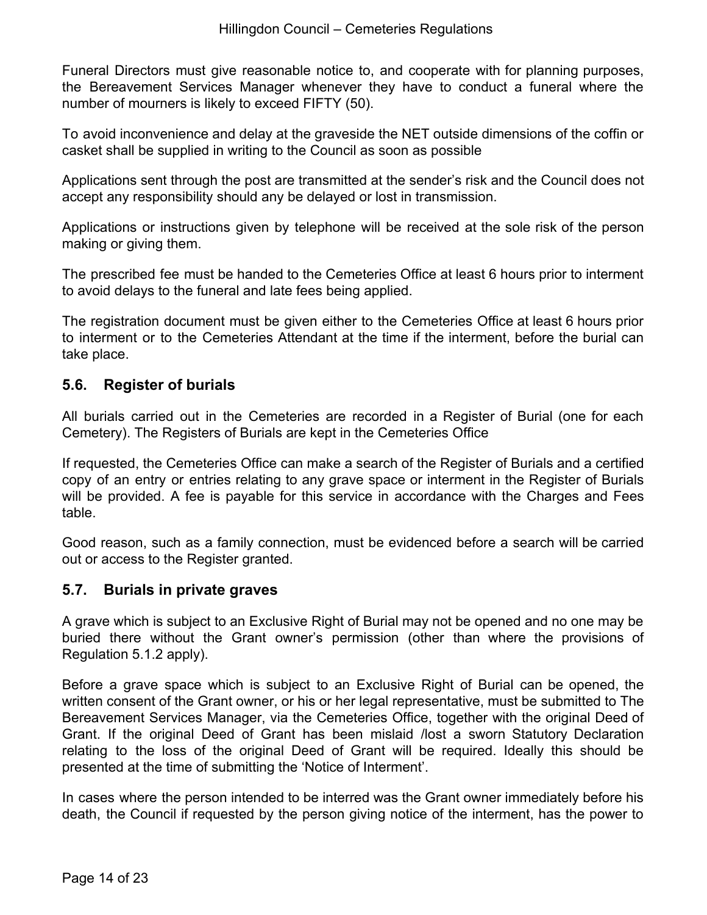Funeral Directors must give reasonable notice to, and cooperate with for planning purposes, the Bereavement Services Manager whenever they have to conduct a funeral where the number of mourners is likely to exceed FIFTY (50).

To avoid inconvenience and delay at the graveside the NET outside dimensions of the coffin or casket shall be supplied in writing to the Council as soon as possible

Applications sent through the post are transmitted at the sender's risk and the Council does not accept any responsibility should any be delayed or lost in transmission.

Applications or instructions given by telephone will be received at the sole risk of the person making or giving them.

The prescribed fee must be handed to the Cemeteries Office at least 6 hours prior to interment to avoid delays to the funeral and late fees being applied.

The registration document must be given either to the Cemeteries Office at least 6 hours prior to interment or to the Cemeteries Attendant at the time if the interment, before the burial can take place.

## 5.6. Register of burials

All burials carried out in the Cemeteries are recorded in a Register of Burial (one for each Cemetery). The Registers of Burials are kept in the Cemeteries Office

If requested, the Cemeteries Office can make a search of the Register of Burials and a certified copy of an entry or entries relating to any grave space or interment in the Register of Burials will be provided. A fee is payable for this service in accordance with the Charges and Fees table.

Good reason, such as a family connection, must be evidenced before a search will be carried out or access to the Register granted.

## 5.7. Burials in private graves

A grave which is subject to an Exclusive Right of Burial may not be opened and no one may be buried there without the Grant owner's permission (other than where the provisions of Regulation 5.1.2 apply).

Before a grave space which is subject to an Exclusive Right of Burial can be opened, the written consent of the Grant owner, or his or her legal representative, must be submitted to The Bereavement Services Manager, via the Cemeteries Office, together with the original Deed of Grant. If the original Deed of Grant has been mislaid /lost a sworn Statutory Declaration relating to the loss of the original Deed of Grant will be required. Ideally this should be presented at the time of submitting the 'Notice of Interment'.

In cases where the person intended to be interred was the Grant owner immediately before his death, the Council if requested by the person giving notice of the interment, has the power to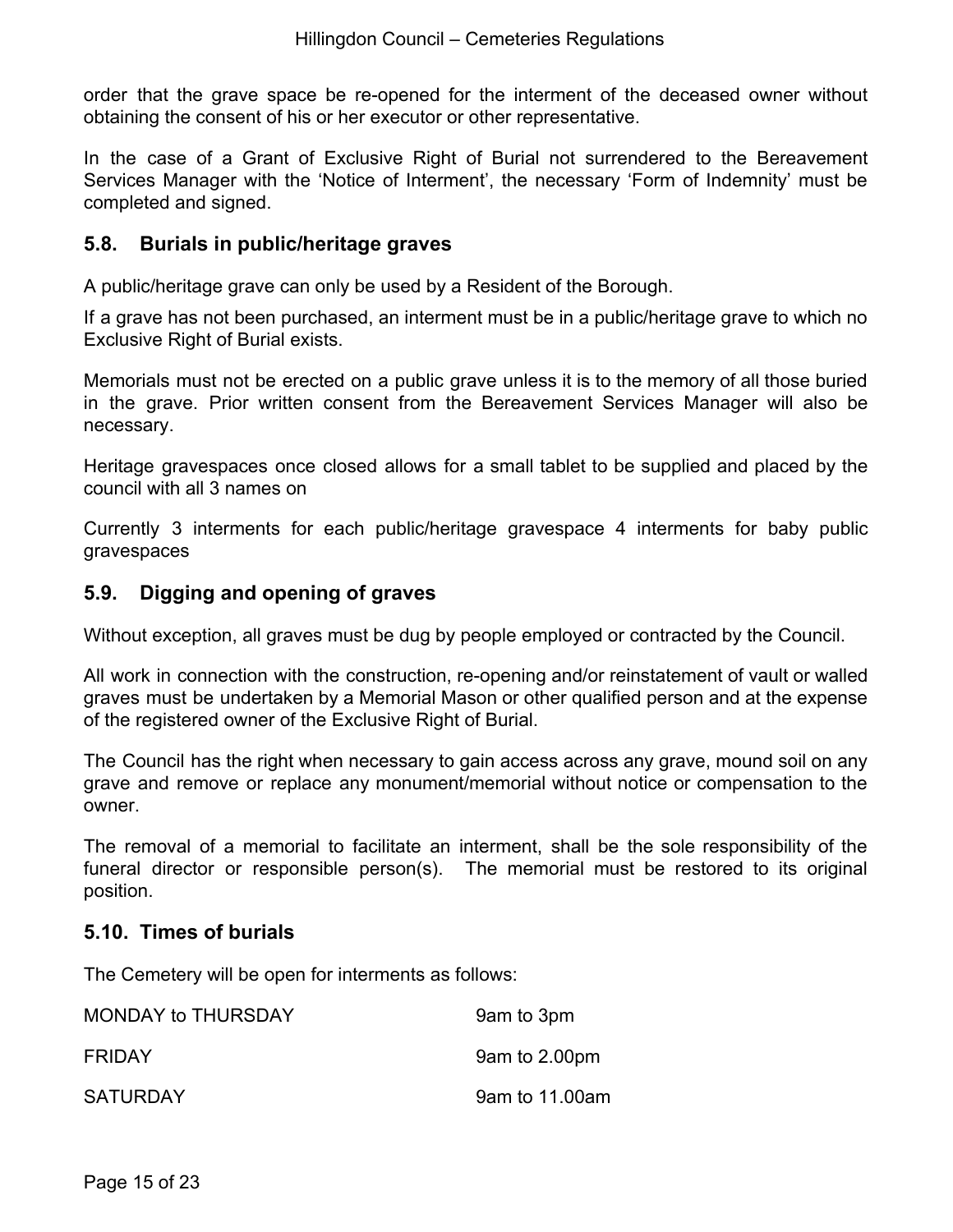order that the grave space be re-opened for the interment of the deceased owner without obtaining the consent of his or her executor or other representative.

In the case of a Grant of Exclusive Right of Burial not surrendered to the Bereavement Services Manager with the 'Notice of Interment', the necessary 'Form of Indemnity' must be completed and signed.

## 5.8. Burials in public/heritage graves

A public/heritage grave can only be used by a Resident of the Borough.

If a grave has not been purchased, an interment must be in a public/heritage grave to which no Exclusive Right of Burial exists.

Memorials must not be erected on a public grave unless it is to the memory of all those buried in the grave. Prior written consent from the Bereavement Services Manager will also be necessary.

Heritage gravespaces once closed allows for a small tablet to be supplied and placed by the council with all 3 names on

Currently 3 interments for each public/heritage gravespace 4 interments for baby public gravespaces

## 5.9. Digging and opening of graves

Without exception, all graves must be dug by people employed or contracted by the Council.

All work in connection with the construction, re-opening and/or reinstatement of vault or walled graves must be undertaken by a Memorial Mason or other qualified person and at the expense of the registered owner of the Exclusive Right of Burial.

The Council has the right when necessary to gain access across any grave, mound soil on any grave and remove or replace any monument/memorial without notice or compensation to the owner.

The removal of a memorial to facilitate an interment, shall be the sole responsibility of the funeral director or responsible person(s). The memorial must be restored to its original position.

## 5.10. Times of burials

The Cemetery will be open for interments as follows:

| | |
|---|---|
| MONDAY to THURSDAY | 9am to 3pm |
| FRIDAY | 9am to 2.00pm |
| SATURDAY | 9am to 11.00am |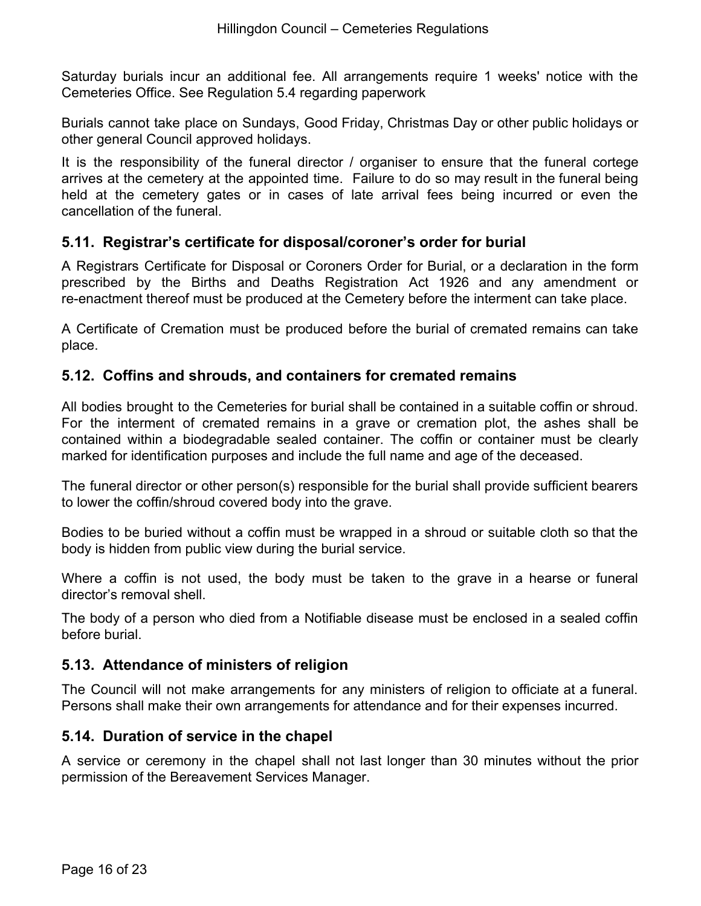Saturday burials incur an additional fee. All arrangements require 1 weeks' notice with the Cemeteries Office. See Regulation 5.4 regarding paperwork

Burials cannot take place on Sundays, Good Friday, Christmas Day or other public holidays or other general Council approved holidays.

It is the responsibility of the funeral director / organiser to ensure that the funeral cortege arrives at the cemetery at the appointed time. Failure to do so may result in the funeral being held at the cemetery gates or in cases of late arrival fees being incurred or even the cancellation of the funeral.

### 5.11. Registrar's certificate for disposal/coroner's order for burial

A Registrars Certificate for Disposal or Coroners Order for Burial, or a declaration in the form prescribed by the Births and Deaths Registration Act 1926 and any amendment or re-enactment thereof must be produced at the Cemetery before the interment can take place.

A Certificate of Cremation must be produced before the burial of cremated remains can take place.

### 5.12. Coffins and shrouds, and containers for cremated remains

All bodies brought to the Cemeteries for burial shall be contained in a suitable coffin or shroud. For the interment of cremated remains in a grave or cremation plot, the ashes shall be contained within a biodegradable sealed container. The coffin or container must be clearly marked for identification purposes and include the full name and age of the deceased.

The funeral director or other person(s) responsible for the burial shall provide sufficient bearers to lower the coffin/shroud covered body into the grave.

Bodies to be buried without a coffin must be wrapped in a shroud or suitable cloth so that the body is hidden from public view during the burial service.

Where a coffin is not used, the body must be taken to the grave in a hearse or funeral director's removal shell.

The body of a person who died from a Notifiable disease must be enclosed in a sealed coffin before burial.

### 5.13. Attendance of ministers of religion

The Council will not make arrangements for any ministers of religion to officiate at a funeral. Persons shall make their own arrangements for attendance and for their expenses incurred.

### 5.14. Duration of service in the chapel

A service or ceremony in the chapel shall not last longer than 30 minutes without the prior permission of the Bereavement Services Manager.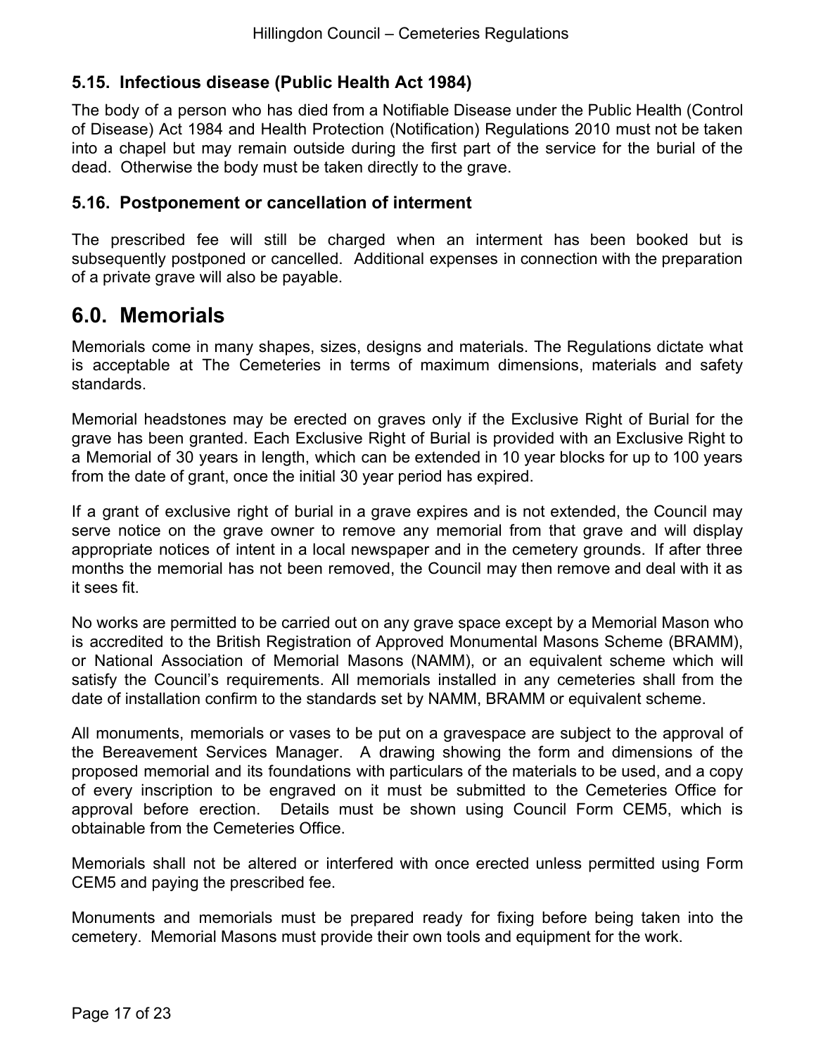### 5.15. Infectious disease (Public Health Act 1984)

The body of a person who has died from a Notifiable Disease under the Public Health (Control of Disease) Act 1984 and Health Protection (Notification) Regulations 2010 must not be taken into a chapel but may remain outside during the first part of the service for the burial of the dead. Otherwise the body must be taken directly to the grave.

### 5.16. Postponement or cancellation of interment

The prescribed fee will still be charged when an interment has been booked but is subsequently postponed or cancelled. Additional expenses in connection with the preparation of a private grave will also be payable.

## 6.0. Memorials

Memorials come in many shapes, sizes, designs and materials. The Regulations dictate what is acceptable at The Cemeteries in terms of maximum dimensions, materials and safety standards.

Memorial headstones may be erected on graves only if the Exclusive Right of Burial for the grave has been granted. Each Exclusive Right of Burial is provided with an Exclusive Right to a Memorial of 30 years in length, which can be extended in 10 year blocks for up to 100 years from the date of grant, once the initial 30 year period has expired.

If a grant of exclusive right of burial in a grave expires and is not extended, the Council may serve notice on the grave owner to remove any memorial from that grave and will display appropriate notices of intent in a local newspaper and in the cemetery grounds. If after three months the memorial has not been removed, the Council may then remove and deal with it as it sees fit.

No works are permitted to be carried out on any grave space except by a Memorial Mason who is accredited to the British Registration of Approved Monumental Masons Scheme (BRAMM), or National Association of Memorial Masons (NAMM), or an equivalent scheme which will satisfy the Council's requirements. All memorials installed in any cemeteries shall from the date of installation confirm to the standards set by NAMM, BRAMM or equivalent scheme.

All monuments, memorials or vases to be put on a gravespace are subject to the approval of the Bereavement Services Manager. A drawing showing the form and dimensions of the proposed memorial and its foundations with particulars of the materials to be used, and a copy of every inscription to be engraved on it must be submitted to the Cemeteries Office for approval before erection. Details must be shown using Council Form CEM5, which is obtainable from the Cemeteries Office.

Memorials shall not be altered or interfered with once erected unless permitted using Form CEM5 and paying the prescribed fee.

Monuments and memorials must be prepared ready for fixing before being taken into the cemetery. Memorial Masons must provide their own tools and equipment for the work.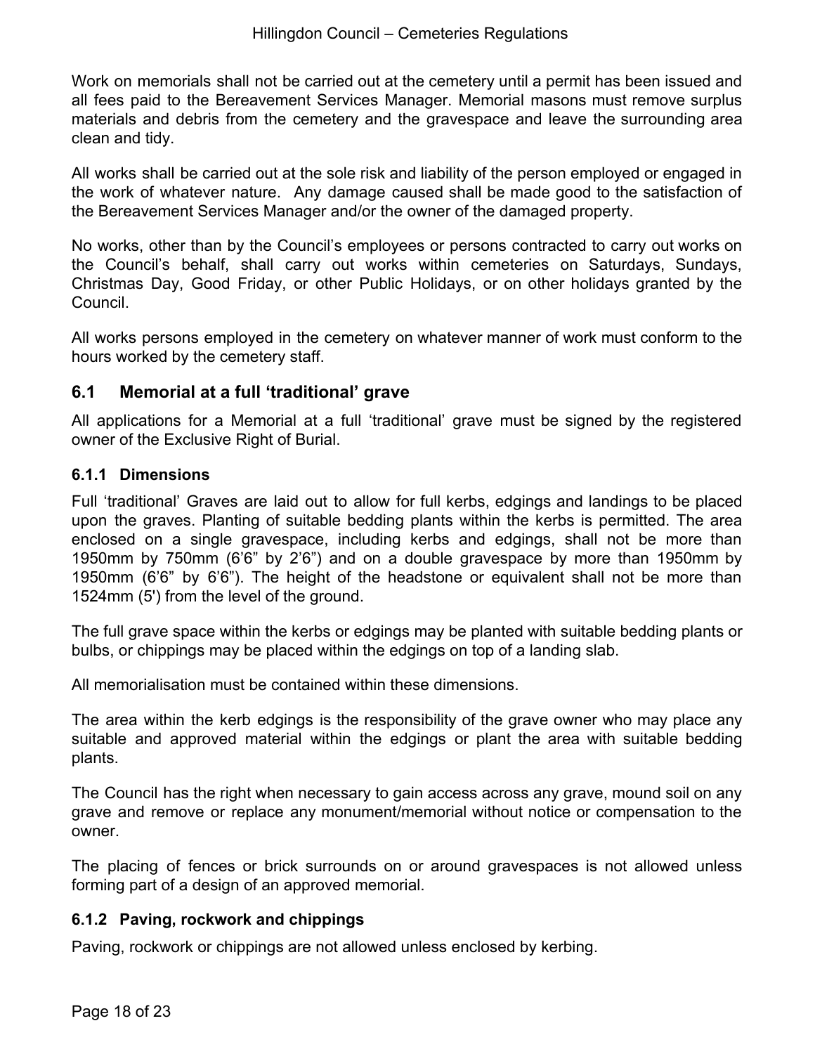Work on memorials shall not be carried out at the cemetery until a permit has been issued and all fees paid to the Bereavement Services Manager. Memorial masons must remove surplus materials and debris from the cemetery and the gravespace and leave the surrounding area clean and tidy.

All works shall be carried out at the sole risk and liability of the person employed or engaged in the work of whatever nature. Any damage caused shall be made good to the satisfaction of the Bereavement Services Manager and/or the owner of the damaged property.

No works, other than by the Council's employees or persons contracted to carry out works on the Council's behalf, shall carry out works within cemeteries on Saturdays, Sundays, Christmas Day, Good Friday, or other Public Holidays, or on other holidays granted by the Council.

All works persons employed in the cemetery on whatever manner of work must conform to the hours worked by the cemetery staff.

## 6.1 Memorial at a full 'traditional' grave

All applications for a Memorial at a full 'traditional' grave must be signed by the registered owner of the Exclusive Right of Burial.

### 6.1.1 Dimensions

Full 'traditional' Graves are laid out to allow for full kerbs, edgings and landings to be placed upon the graves. Planting of suitable bedding plants within the kerbs is permitted. The area enclosed on a single gravespace, including kerbs and edgings, shall not be more than 1950mm by 750mm (6'6" by 2'6") and on a double gravespace by more than 1950mm by 1950mm (6'6" by 6'6"). The height of the headstone or equivalent shall not be more than 1524mm (5') from the level of the ground.

The full grave space within the kerbs or edgings may be planted with suitable bedding plants or bulbs, or chippings may be placed within the edgings on top of a landing slab.

All memorialisation must be contained within these dimensions.

The area within the kerb edgings is the responsibility of the grave owner who may place any suitable and approved material within the edgings or plant the area with suitable bedding plants.

The Council has the right when necessary to gain access across any grave, mound soil on any grave and remove or replace any monument/memorial without notice or compensation to the owner.

The placing of fences or brick surrounds on or around gravespaces is not allowed unless forming part of a design of an approved memorial.

### 6.1.2 Paving, rockwork and chippings

Paving, rockwork or chippings are not allowed unless enclosed by kerbing.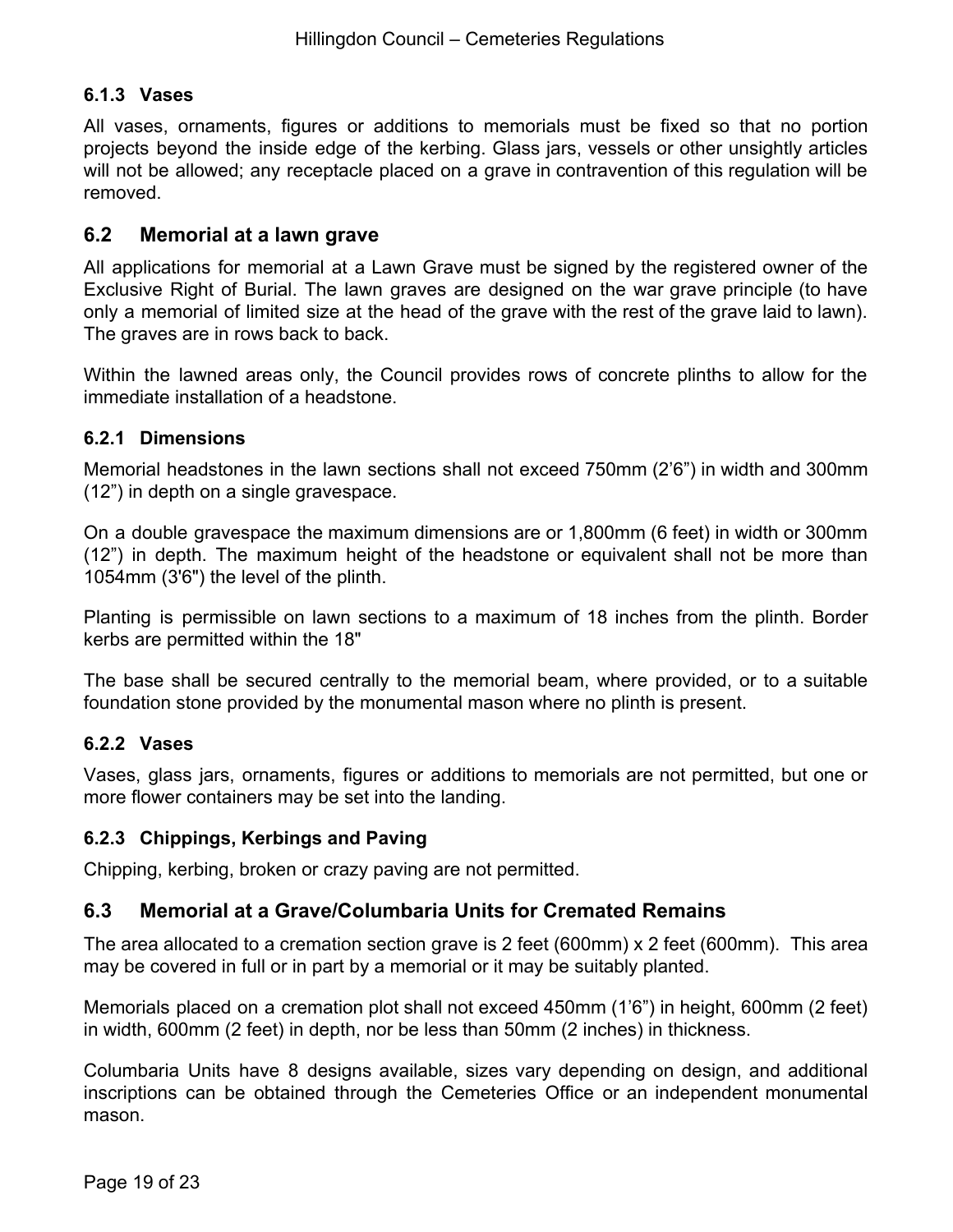### 6.1.3 Vases

All vases, ornaments, figures or additions to memorials must be fixed so that no portion projects beyond the inside edge of the kerbing. Glass jars, vessels or other unsightly articles will not be allowed; any receptacle placed on a grave in contravention of this regulation will be removed.

## 6.2 Memorial at a lawn grave

All applications for memorial at a Lawn Grave must be signed by the registered owner of the Exclusive Right of Burial. The lawn graves are designed on the war grave principle (to have only a memorial of limited size at the head of the grave with the rest of the grave laid to lawn). The graves are in rows back to back.

Within the lawned areas only, the Council provides rows of concrete plinths to allow for the immediate installation of a headstone.

### 6.2.1 Dimensions

Memorial headstones in the lawn sections shall not exceed 750mm (2'6") in width and 300mm (12") in depth on a single gravespace.

On a double gravespace the maximum dimensions are or 1,800mm (6 feet) in width or 300mm (12") in depth. The maximum height of the headstone or equivalent shall not be more than 1054mm (3'6") the level of the plinth.

Planting is permissible on lawn sections to a maximum of 18 inches from the plinth. Border kerbs are permitted within the 18"

The base shall be secured centrally to the memorial beam, where provided, or to a suitable foundation stone provided by the monumental mason where no plinth is present.

### 6.2.2 Vases

Vases, glass jars, ornaments, figures or additions to memorials are not permitted, but one or more flower containers may be set into the landing.

### 6.2.3 Chippings, Kerbings and Paving

Chipping, kerbing, broken or crazy paving are not permitted.

## 6.3 Memorial at a Grave/Columbaria Units for Cremated Remains

The area allocated to a cremation section grave is 2 feet (600mm) x 2 feet (600mm). This area may be covered in full or in part by a memorial or it may be suitably planted.

Memorials placed on a cremation plot shall not exceed 450mm (1'6") in height, 600mm (2 feet) in width, 600mm (2 feet) in depth, nor be less than 50mm (2 inches) in thickness.

Columbaria Units have 8 designs available, sizes vary depending on design, and additional inscriptions can be obtained through the Cemeteries Office or an independent monumental mason.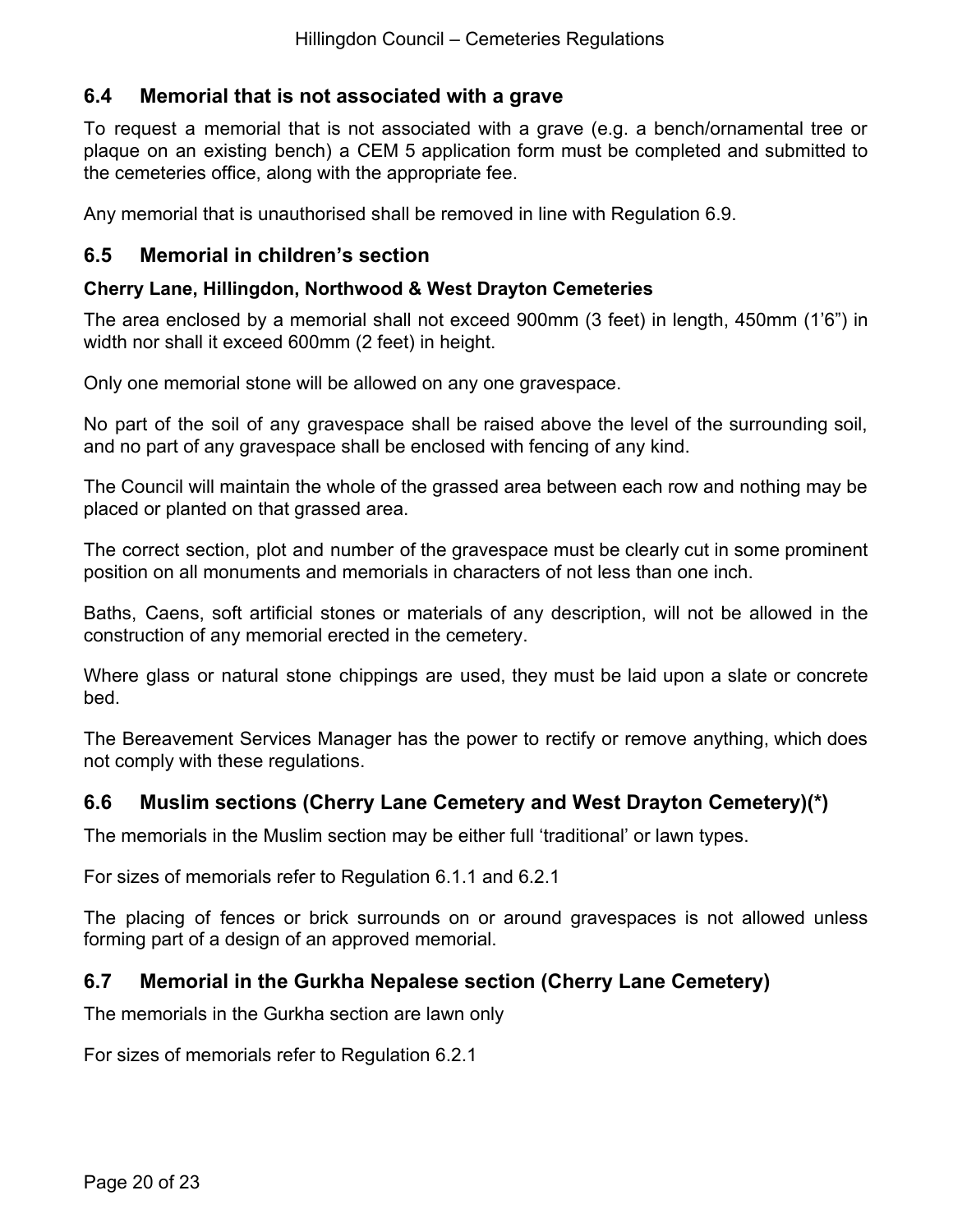## 6.4 Memorial that is not associated with a grave

To request a memorial that is not associated with a grave (e.g. a bench/ornamental tree or plaque on an existing bench) a CEM 5 application form must be completed and submitted to the cemeteries office, along with the appropriate fee.

Any memorial that is unauthorised shall be removed in line with Regulation 6.9.

## 6.5 Memorial in children's section

**Cherry Lane, Hillingdon, Northwood & West Drayton Cemeteries**

The area enclosed by a memorial shall not exceed 900mm (3 feet) in length, 450mm (1'6") in width nor shall it exceed 600mm (2 feet) in height.

Only one memorial stone will be allowed on any one gravespace.

No part of the soil of any gravespace shall be raised above the level of the surrounding soil, and no part of any gravespace shall be enclosed with fencing of any kind.

The Council will maintain the whole of the grassed area between each row and nothing may be placed or planted on that grassed area.

The correct section, plot and number of the gravespace must be clearly cut in some prominent position on all monuments and memorials in characters of not less than one inch.

Baths, Caens, soft artificial stones or materials of any description, will not be allowed in the construction of any memorial erected in the cemetery.

Where glass or natural stone chippings are used, they must be laid upon a slate or concrete bed.

The Bereavement Services Manager has the power to rectify or remove anything, which does not comply with these regulations.

## 6.6 Muslim sections (Cherry Lane Cemetery and West Drayton Cemetery)(*)

The memorials in the Muslim section may be either full 'traditional' or lawn types.

For sizes of memorials refer to Regulation 6.1.1 and 6.2.1

The placing of fences or brick surrounds on or around gravespaces is not allowed unless forming part of a design of an approved memorial.

## 6.7 Memorial in the Gurkha Nepalese section (Cherry Lane Cemetery)

The memorials in the Gurkha section are lawn only

For sizes of memorials refer to Regulation 6.2.1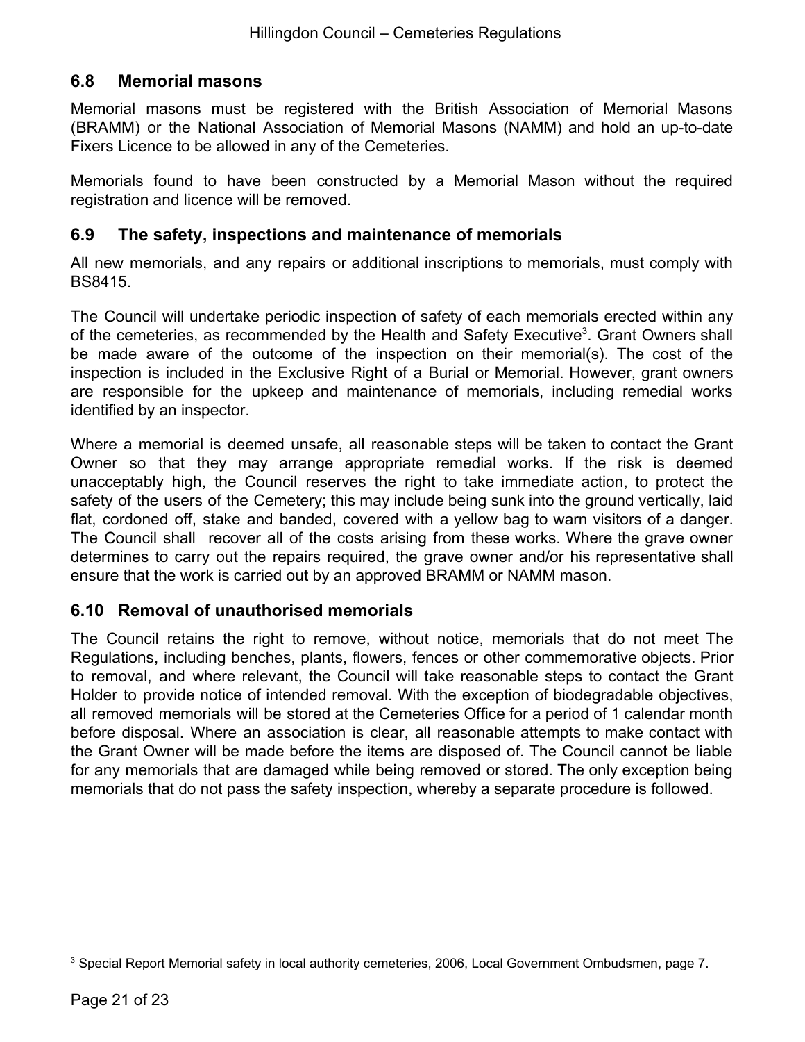## 6.8 Memorial masons

Memorial masons must be registered with the British Association of Memorial Masons (BRAMM) or the National Association of Memorial Masons (NAMM) and hold an up-to-date Fixers Licence to be allowed in any of the Cemeteries.

Memorials found to have been constructed by a Memorial Mason without the required registration and licence will be removed.

## 6.9 The safety, inspections and maintenance of memorials

All new memorials, and any repairs or additional inscriptions to memorials, must comply with BS8415.

The Council will undertake periodic inspection of safety of each memorials erected within any of the cemeteries, as recommended by the Health and Safety Executive[3]. Grant Owners shall be made aware of the outcome of the inspection on their memorial(s). The cost of the inspection is included in the Exclusive Right of a Burial or Memorial. However, grant owners are responsible for the upkeep and maintenance of memorials, including remedial works identified by an inspector.

Where a memorial is deemed unsafe, all reasonable steps will be taken to contact the Grant Owner so that they may arrange appropriate remedial works. If the risk is deemed unacceptably high, the Council reserves the right to take immediate action, to protect the safety of the users of the Cemetery; this may include being sunk into the ground vertically, laid flat, cordoned off, stake and banded, covered with a yellow bag to warn visitors of a danger. The Council shall recover all of the costs arising from these works. Where the grave owner determines to carry out the repairs required, the grave owner and/or his representative shall ensure that the work is carried out by an approved BRAMM or NAMM mason.

## 6.10 Removal of unauthorised memorials

The Council retains the right to remove, without notice, memorials that do not meet The Regulations, including benches, plants, flowers, fences or other commemorative objects. Prior to removal, and where relevant, the Council will take reasonable steps to contact the Grant Holder to provide notice of intended removal. With the exception of biodegradable objectives, all removed memorials will be stored at the Cemeteries Office for a period of 1 calendar month before disposal. Where an association is clear, all reasonable attempts to make contact with the Grant Owner will be made before the items are disposed of. The Council cannot be liable for any memorials that are damaged while being removed or stored. The only exception being memorials that do not pass the safety inspection, whereby a separate procedure is followed.

---

[3] Special Report Memorial safety in local authority cemeteries, 2006, Local Government Ombudsmen, page 7.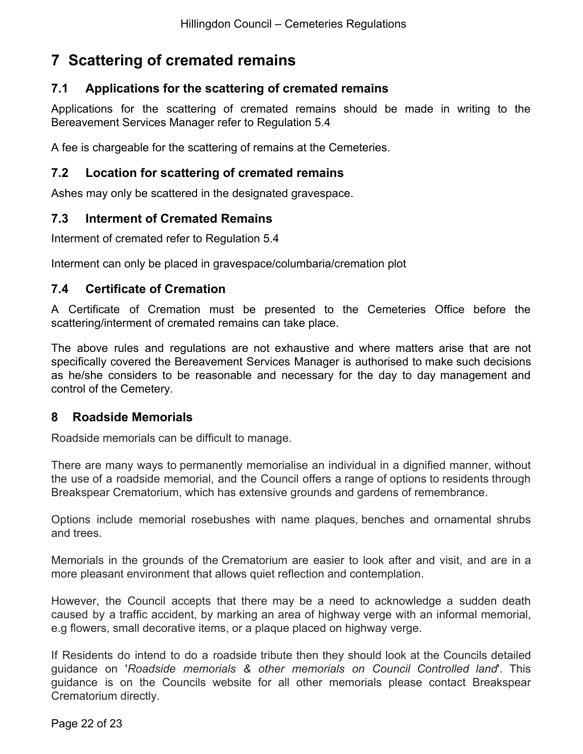# 7 Scattering of cremated remains

## 7.1 Applications for the scattering of cremated remains

Applications for the scattering of cremated remains should be made in writing to the Bereavement Services Manager refer to Regulation 5.4

A fee is chargeable for the scattering of remains at the Cemeteries.

## 7.2 Location for scattering of cremated remains

Ashes may only be scattered in the designated gravespace.

## 7.3 Interment of Cremated Remains

Interment of cremated refer to Regulation 5.4

Interment can only be placed in gravespace/columbaria/cremation plot

## 7.4 Certificate of Cremation

A Certificate of Cremation must be presented to the Cemeteries Office before the scattering/interment of cremated remains can take place.

The above rules and regulations are not exhaustive and where matters arise that are not specifically covered the Bereavement Services Manager is authorised to make such decisions as he/she considers to be reasonable and necessary for the day to day management and control of the Cemetery.

# 8 Roadside Memorials

Roadside memorials can be difficult to manage.

There are many ways to permanently memorialise an individual in a dignified manner, without the use of a roadside memorial, and the Council offers a range of options to residents through Breakspear Crematorium, which has extensive grounds and gardens of remembrance.

Options include memorial rosebushes with name plaques, benches and ornamental shrubs and trees.

Memorials in the grounds of the Crematorium are easier to look after and visit, and are in a more pleasant environment that allows quiet reflection and contemplation.

However, the Council accepts that there may be a need to acknowledge a sudden death caused by a traffic accident, by marking an area of highway verge with an informal memorial, e.g flowers, small decorative items, or a plaque placed on highway verge.

If Residents do intend to do a roadside tribute then they should look at the Councils detailed guidance on '*Roadside memorials & other memorials on Council Controlled land*'. This guidance is on the Councils website for all other memorials please contact Breakspear Crematorium directly.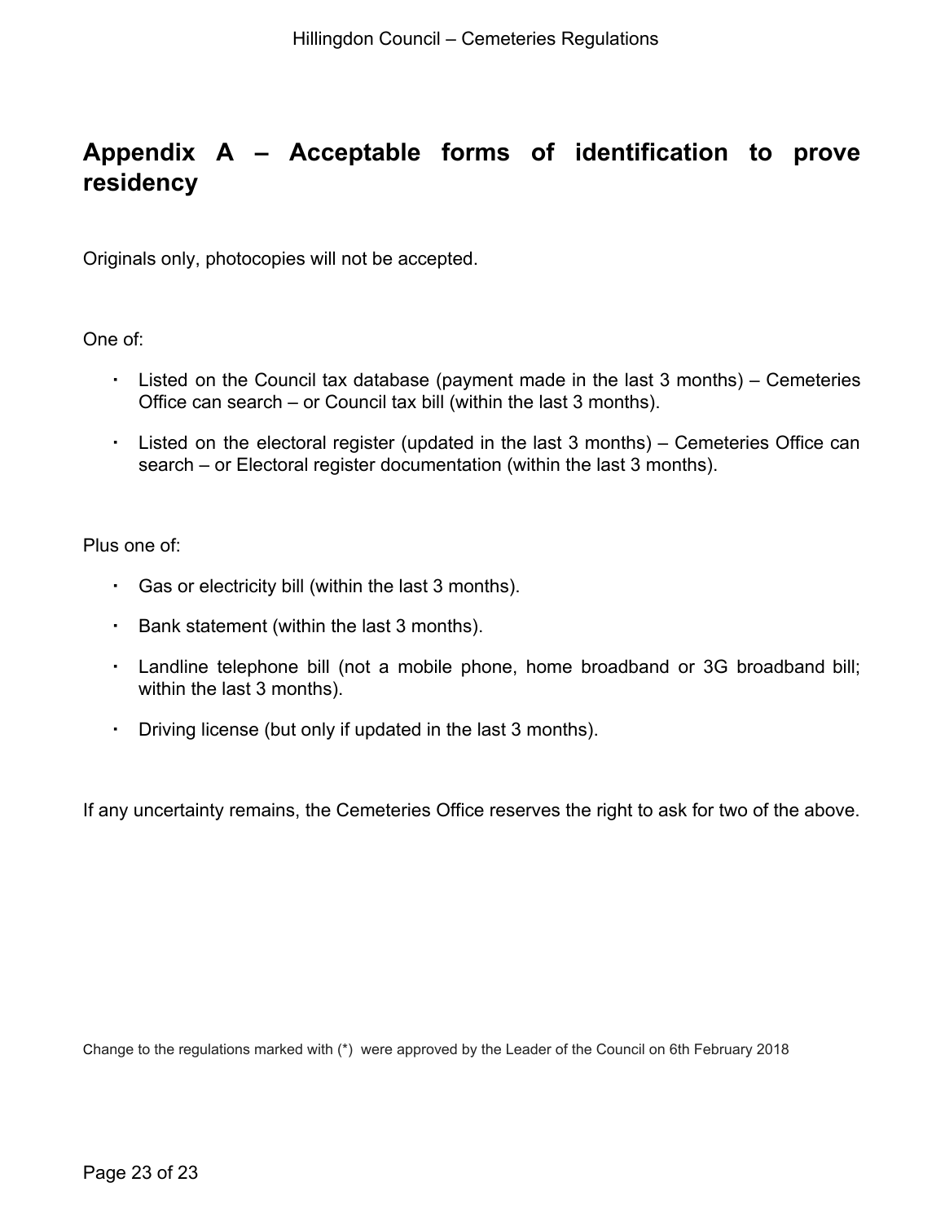## Appendix A – Acceptable forms of identification to prove residency

Originals only, photocopies will not be accepted.

One of:

- Listed on the Council tax database (payment made in the last 3 months) – Cemeteries Office can search – or Council tax bill (within the last 3 months).
- Listed on the electoral register (updated in the last 3 months) – Cemeteries Office can search – or Electoral register documentation (within the last 3 months).

Plus one of:

- Gas or electricity bill (within the last 3 months).
- Bank statement (within the last 3 months).
- Landline telephone bill (not a mobile phone, home broadband or 3G broadband bill; within the last 3 months).
- Driving license (but only if updated in the last 3 months).

If any uncertainty remains, the Cemeteries Office reserves the right to ask for two of the above.

Change to the regulations marked with (*) were approved by the Leader of the Council on 6th February 2018